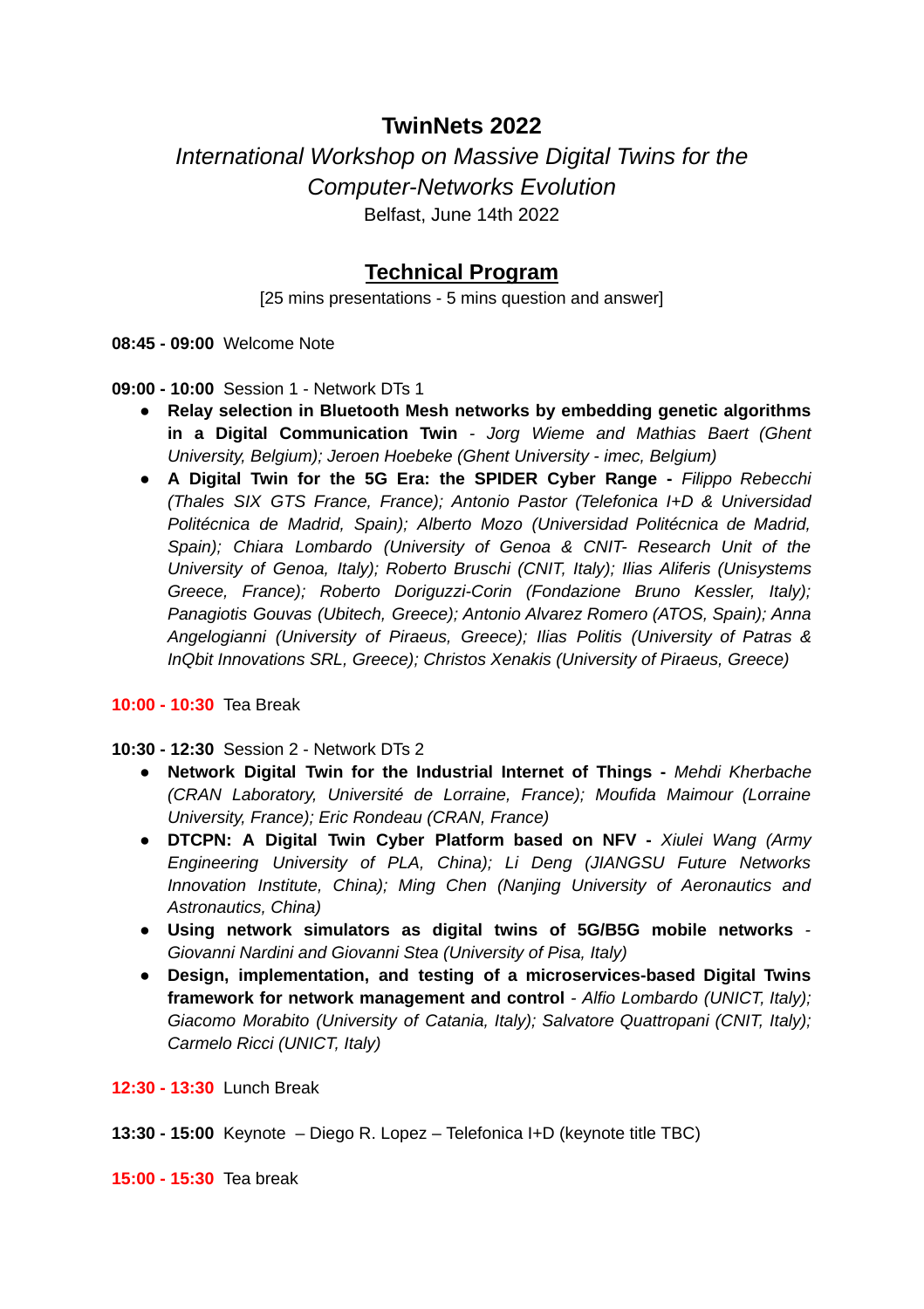# TwinNets 2022

*International Workshop on Massive Digital Twins for the Computer-Networks Evolution*

Belfast, June 14th 2022

## Technical Program

[25 mins presentations - 5 mins question and answer]

**08:45 - 09:00** Welcome Note

**09:00 - 10:00** Session 1 - Network DTs 1

- **Relay selection in Bluetooth Mesh networks by embedding genetic algorithms in a Digital Communication Twin** - *Jorg Wieme and Mathias Baert (Ghent University, Belgium); Jeroen Hoebeke (Ghent University - imec, Belgium)*
- **A Digital Twin for the 5G Era: the SPIDER Cyber Range -** *Filippo Rebecchi (Thales SIX GTS France, France); Antonio Pastor (Telefonica I+D & Universidad Politécnica de Madrid, Spain); Alberto Mozo (Universidad Politécnica de Madrid, Spain); Chiara Lombardo (University of Genoa & CNIT- Research Unit of the University of Genoa, Italy); Roberto Bruschi (CNIT, Italy); Ilias Aliferis (Unisystems Greece, France); Roberto Doriguzzi-Corin (Fondazione Bruno Kessler, Italy); Panagiotis Gouvas (Ubitech, Greece); Antonio Alvarez Romero (ATOS, Spain); Anna Angelogianni (University of Piraeus, Greece); Ilias Politis (University of Patras & InQbit Innovations SRL, Greece); Christos Xenakis (University of Piraeus, Greece)*

**10:00 - 10:30** Tea Break

**10:30 - 12:30** Session 2 - Network DTs 2

- **Network Digital Twin for the Industrial Internet of Things -** *Mehdi Kherbache (CRAN Laboratory, Université de Lorraine, France); Moufida Maimour (Lorraine University, France); Eric Rondeau (CRAN, France)*
- **DTCPN: A Digital Twin Cyber Platform based on NFV -** *Xiulei Wang (Army Engineering University of PLA, China); Li Deng (JIANGSU Future Networks Innovation Institute, China); Ming Chen (Nanjing University of Aeronautics and Astronautics, China)*
- **Using network simulators as digital twins of 5G/B5G mobile networks** - *Giovanni Nardini and Giovanni Stea (University of Pisa, Italy)*
- **Design, implementation, and testing of a microservices-based Digital Twins framework for network management and control** - *Alfio Lombardo (UNICT, Italy); Giacomo Morabito (University of Catania, Italy); Salvatore Quattropani (CNIT, Italy); Carmelo Ricci (UNICT, Italy)*

**12:30 - 13:30** Lunch Break

**13:30 - 15:00** Keynote – Diego R. Lopez – Telefonica I+D (keynote title TBC)

**15:00 - 15:30** Tea break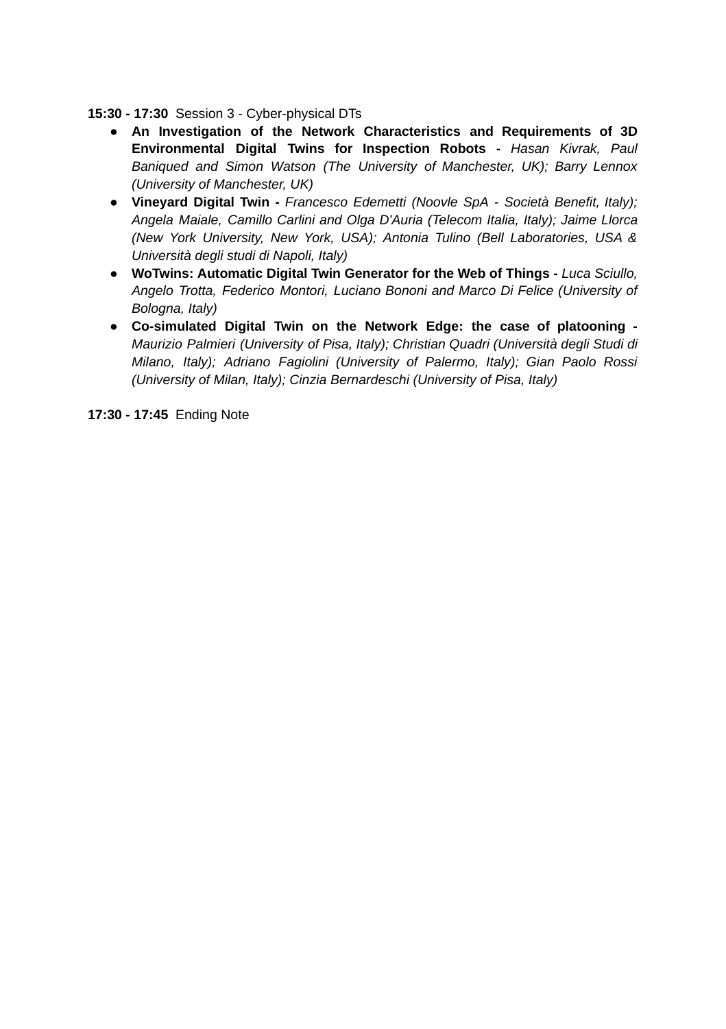**15:30 - 17:30** Session 3 - Cyber-physical DTs

- **An Investigation of the Network Characteristics and Requirements of 3D Environmental Digital Twins for Inspection Robots -** *Hasan Kivrak, Paul Baniqued and Simon Watson (The University of Manchester, UK); Barry Lennox (University of Manchester, UK)*
- **Vineyard Digital Twin -** *Francesco Edemetti (Noovle SpA - Società Benefit, Italy); Angela Maiale, Camillo Carlini and Olga D'Auria (Telecom Italia, Italy); Jaime Llorca (New York University, New York, USA); Antonia Tulino (Bell Laboratories, USA & Università degli studi di Napoli, Italy)*
- **WoTwins: Automatic Digital Twin Generator for the Web of Things -** *Luca Sciullo, Angelo Trotta, Federico Montori, Luciano Bononi and Marco Di Felice (University of Bologna, Italy)*
- **Co-simulated Digital Twin on the Network Edge: the case of platooning -** *Maurizio Palmieri (University of Pisa, Italy); Christian Quadri (Università degli Studi di Milano, Italy); Adriano Fagiolini (University of Palermo, Italy); Gian Paolo Rossi (University of Milan, Italy); Cinzia Bernardeschi (University of Pisa, Italy)*

**17:30 - 17:45** Ending Note